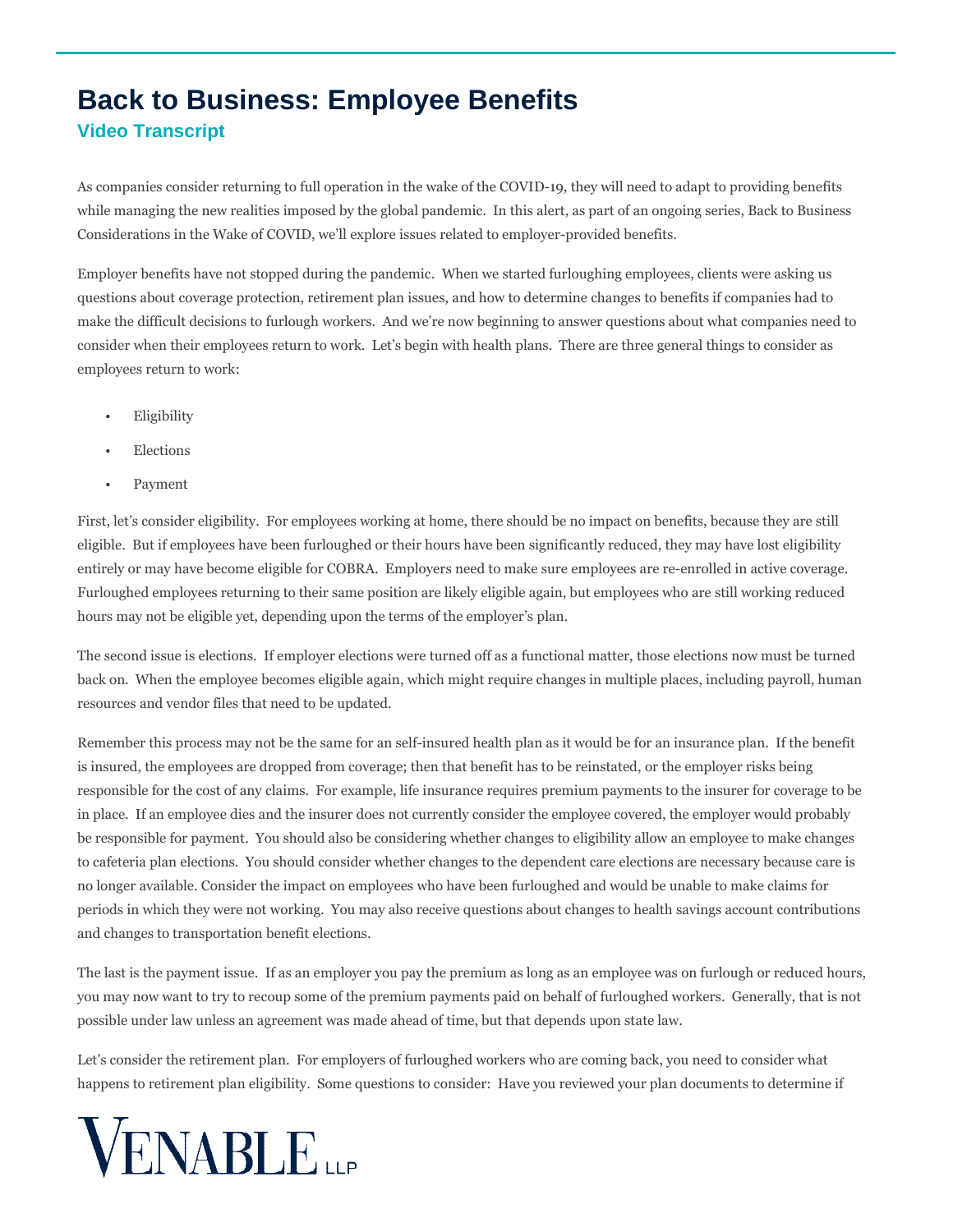# Back to Business: Employee Benefits

## Video Transcript

As companies consider returning to full operation in the wake of the COVID-19, they will need to adapt to providing benefits while managing the new realities imposed by the global pandemic. In this alert, as part of an ongoing series, Back to Business Considerations in the Wake of COVID, we'll explore issues related to employer-provided benefits.

Employer benefits have not stopped during the pandemic. When we started furloughing employees, clients were asking us questions about coverage protection, retirement plan issues, and how to determine changes to benefits if companies had to make the difficult decisions to furlough workers. And we're now beginning to answer questions about what companies need to consider when their employees return to work. Let's begin with health plans. There are three general things to consider as employees return to work:

- Eligibility
- Elections
- Payment

First, let's consider eligibility. For employees working at home, there should be no impact on benefits, because they are still eligible. But if employees have been furloughed or their hours have been significantly reduced, they may have lost eligibility entirely or may have become eligible for COBRA. Employers need to make sure employees are re-enrolled in active coverage. Furloughed employees returning to their same position are likely eligible again, but employees who are still working reduced hours may not be eligible yet, depending upon the terms of the employer's plan.

The second issue is elections. If employer elections were turned off as a functional matter, those elections now must be turned back on. When the employee becomes eligible again, which might require changes in multiple places, including payroll, human resources and vendor files that need to be updated.

Remember this process may not be the same for an self-insured health plan as it would be for an insurance plan. If the benefit is insured, the employees are dropped from coverage; then that benefit has to be reinstated, or the employer risks being responsible for the cost of any claims. For example, life insurance requires premium payments to the insurer for coverage to be in place. If an employee dies and the insurer does not currently consider the employee covered, the employer would probably be responsible for payment. You should also be considering whether changes to eligibility allow an employee to make changes to cafeteria plan elections. You should consider whether changes to the dependent care elections are necessary because care is no longer available. Consider the impact on employees who have been furloughed and would be unable to make claims for periods in which they were not working. You may also receive questions about changes to health savings account contributions and changes to transportation benefit elections.

The last is the payment issue. If as an employer you pay the premium as long as an employee was on furlough or reduced hours, you may now want to try to recoup some of the premium payments paid on behalf of furloughed workers. Generally, that is not possible under law unless an agreement was made ahead of time, but that depends upon state law.

Let's consider the retirement plan. For employers of furloughed workers who are coming back, you need to consider what happens to retirement plan eligibility. Some questions to consider: Have you reviewed your plan documents to determine if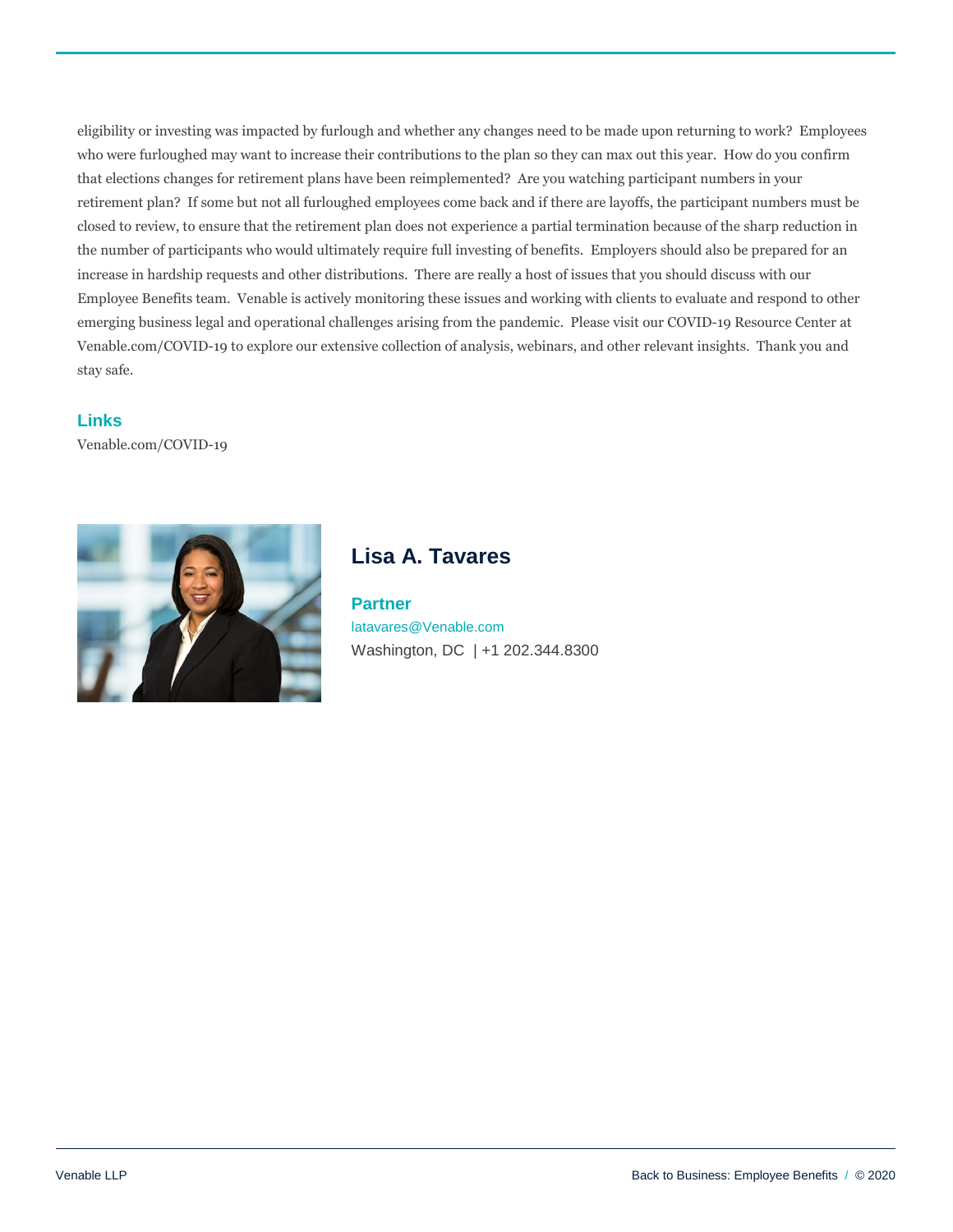eligibility or investing was impacted by furlough and whether any changes need to be made upon returning to work? Employees who were furloughed may want to increase their contributions to the plan so they can max out this year. How do you confirm that elections changes for retirement plans have been reimplemented? Are you watching participant numbers in your retirement plan? If some but not all furloughed employees come back and if there are layoffs, the participant numbers must be closed to review, to ensure that the retirement plan does not experience a partial termination because of the sharp reduction in the number of participants who would ultimately require full investing of benefits. Employers should also be prepared for an increase in hardship requests and other distributions. There are really a host of issues that you should discuss with our Employee Benefits team. Venable is actively monitoring these issues and working with clients to evaluate and respond to other emerging business legal and operational challenges arising from the pandemic. Please visit our COVID-19 Resource Center at Venable.com/COVID-19 to explore our extensive collection of analysis, webinars, and other relevant insights. Thank you and stay safe.

### Links

Venable.com/COVID-19

## Lisa A. Tavares

**Partner**

latavares@Venable.com

Washington, DC | +1 202.344.8300